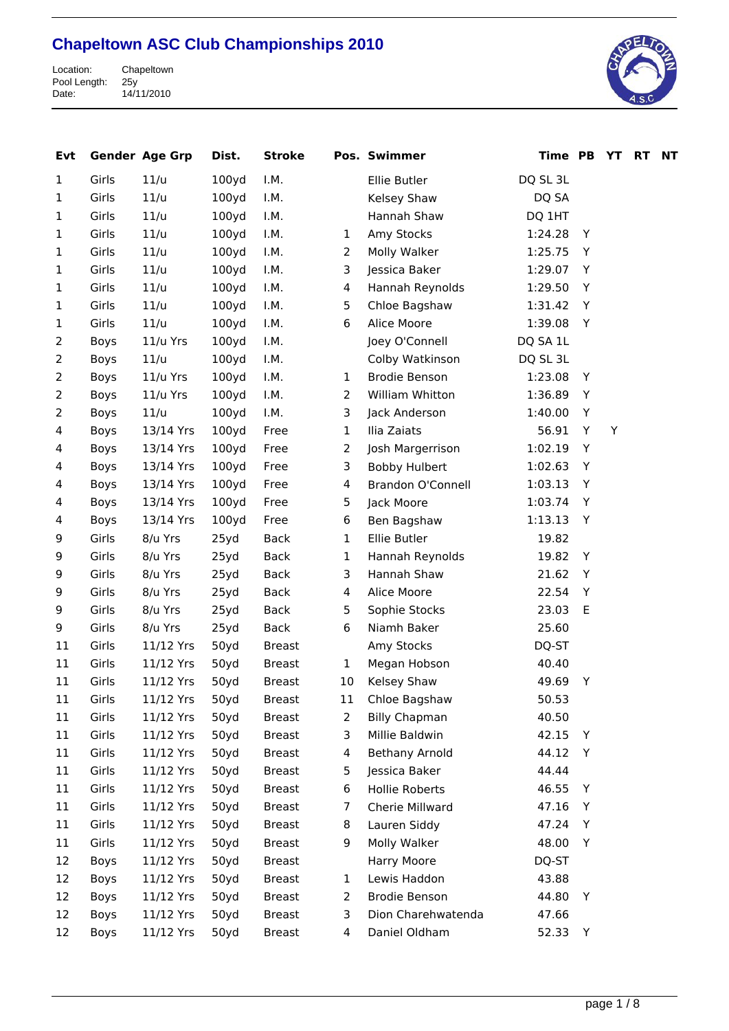# Chapeltown ASC Club Championships 2010

Location: Chapeltown
Pool Length: 25y
Date: 14/11/2010

| Evt | Gender | Age Grp | Dist. | Stroke | Pos. | Swimmer | Time | PB | YT | RT | NT |
|---|---|---|---|---|---|---|---|---|---|---|---|
| 1 | Girls | 11/u | 100yd | I.M. | | Ellie Butler | DQ SL 3L | | | | |
| 1 | Girls | 11/u | 100yd | I.M. | | Kelsey Shaw | DQ SA | | | | |
| 1 | Girls | 11/u | 100yd | I.M. | | Hannah Shaw | DQ 1HT | | | | |
| 1 | Girls | 11/u | 100yd | I.M. | 1 | Amy Stocks | 1:24.28 | Y | | | |
| 1 | Girls | 11/u | 100yd | I.M. | 2 | Molly Walker | 1:25.75 | Y | | | |
| 1 | Girls | 11/u | 100yd | I.M. | 3 | Jessica Baker | 1:29.07 | Y | | | |
| 1 | Girls | 11/u | 100yd | I.M. | 4 | Hannah Reynolds | 1:29.50 | Y | | | |
| 1 | Girls | 11/u | 100yd | I.M. | 5 | Chloe Bagshaw | 1:31.42 | Y | | | |
| 1 | Girls | 11/u | 100yd | I.M. | 6 | Alice Moore | 1:39.08 | Y | | | |
| 2 | Boys | 11/u Yrs | 100yd | I.M. | | Joey O'Connell | DQ SA 1L | | | | |
| 2 | Boys | 11/u | 100yd | I.M. | | Colby Watkinson | DQ SL 3L | | | | |
| 2 | Boys | 11/u Yrs | 100yd | I.M. | 1 | Brodie Benson | 1:23.08 | Y | | | |
| 2 | Boys | 11/u Yrs | 100yd | I.M. | 2 | William Whitton | 1:36.89 | Y | | | |
| 2 | Boys | 11/u | 100yd | I.M. | 3 | Jack Anderson | 1:40.00 | Y | | | |
| 4 | Boys | 13/14 Yrs | 100yd | Free | 1 | Ilia Zaiats | 56.91 | Y | Y | | |
| 4 | Boys | 13/14 Yrs | 100yd | Free | 2 | Josh Margerrison | 1:02.19 | Y | | | |
| 4 | Boys | 13/14 Yrs | 100yd | Free | 3 | Bobby Hulbert | 1:02.63 | Y | | | |
| 4 | Boys | 13/14 Yrs | 100yd | Free | 4 | Brandon O'Connell | 1:03.13 | Y | | | |
| 4 | Boys | 13/14 Yrs | 100yd | Free | 5 | Jack Moore | 1:03.74 | Y | | | |
| 4 | Boys | 13/14 Yrs | 100yd | Free | 6 | Ben Bagshaw | 1:13.13 | Y | | | |
| 9 | Girls | 8/u Yrs | 25yd | Back | 1 | Ellie Butler | 19.82 | | | | |
| 9 | Girls | 8/u Yrs | 25yd | Back | 1 | Hannah Reynolds | 19.82 | Y | | | |
| 9 | Girls | 8/u Yrs | 25yd | Back | 3 | Hannah Shaw | 21.62 | Y | | | |
| 9 | Girls | 8/u Yrs | 25yd | Back | 4 | Alice Moore | 22.54 | Y | | | |
| 9 | Girls | 8/u Yrs | 25yd | Back | 5 | Sophie Stocks | 23.03 | E | | | |
| 9 | Girls | 8/u Yrs | 25yd | Back | 6 | Niamh Baker | 25.60 | | | | |
| 11 | Girls | 11/12 Yrs | 50yd | Breast | | Amy Stocks | DQ-ST | | | | |
| 11 | Girls | 11/12 Yrs | 50yd | Breast | 1 | Megan Hobson | 40.40 | | | | |
| 11 | Girls | 11/12 Yrs | 50yd | Breast | 10 | Kelsey Shaw | 49.69 | Y | | | |
| 11 | Girls | 11/12 Yrs | 50yd | Breast | 11 | Chloe Bagshaw | 50.53 | | | | |
| 11 | Girls | 11/12 Yrs | 50yd | Breast | 2 | Billy Chapman | 40.50 | | | | |
| 11 | Girls | 11/12 Yrs | 50yd | Breast | 3 | Millie Baldwin | 42.15 | Y | | | |
| 11 | Girls | 11/12 Yrs | 50yd | Breast | 4 | Bethany Arnold | 44.12 | Y | | | |
| 11 | Girls | 11/12 Yrs | 50yd | Breast | 5 | Jessica Baker | 44.44 | | | | |
| 11 | Girls | 11/12 Yrs | 50yd | Breast | 6 | Hollie Roberts | 46.55 | Y | | | |
| 11 | Girls | 11/12 Yrs | 50yd | Breast | 7 | Cherie Millward | 47.16 | Y | | | |
| 11 | Girls | 11/12 Yrs | 50yd | Breast | 8 | Lauren Siddy | 47.24 | Y | | | |
| 11 | Girls | 11/12 Yrs | 50yd | Breast | 9 | Molly Walker | 48.00 | Y | | | |
| 12 | Boys | 11/12 Yrs | 50yd | Breast | | Harry Moore | DQ-ST | | | | |
| 12 | Boys | 11/12 Yrs | 50yd | Breast | 1 | Lewis Haddon | 43.88 | | | | |
| 12 | Boys | 11/12 Yrs | 50yd | Breast | 2 | Brodie Benson | 44.80 | Y | | | |
| 12 | Boys | 11/12 Yrs | 50yd | Breast | 3 | Dion Charehwatenda | 47.66 | | | | |
| 12 | Boys | 11/12 Yrs | 50yd | Breast | 4 | Daniel Oldham | 52.33 | Y | | | |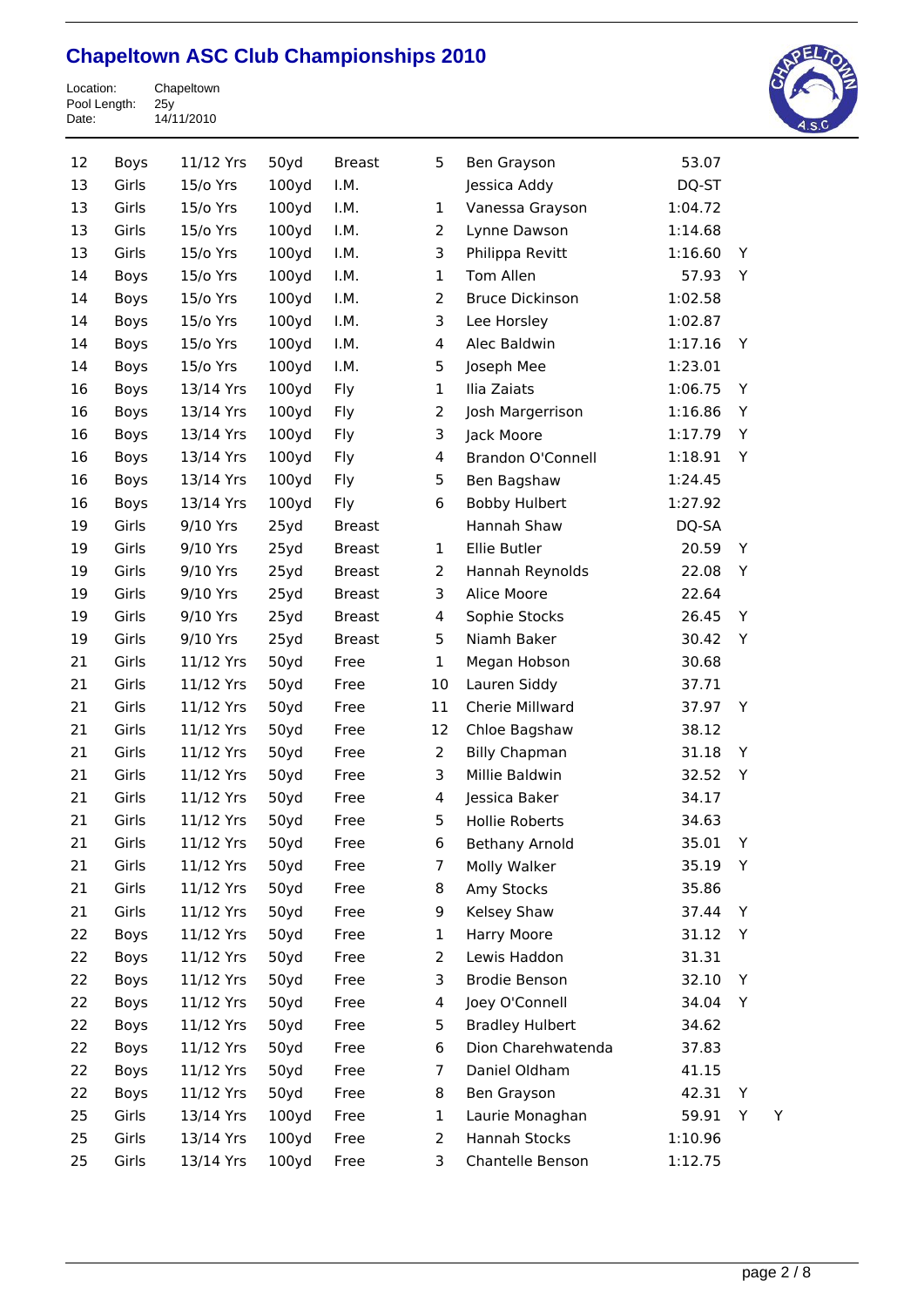# Chapeltown ASC Club Championships 2010

Location: Chapeltown
Pool Length: 25y
Date: 14/11/2010

| | | | | | | | | | |
|---|---|---|---|---|---|---|---|---|---|
| 12 | Boys | 11/12 Yrs | 50yd | Breast | 5 | Ben Grayson | 53.07 | | |
| 13 | Girls | 15/o Yrs | 100yd | I.M. | | Jessica Addy | DQ-ST | | |
| 13 | Girls | 15/o Yrs | 100yd | I.M. | 1 | Vanessa Grayson | 1:04.72 | | |
| 13 | Girls | 15/o Yrs | 100yd | I.M. | 2 | Lynne Dawson | 1:14.68 | | |
| 13 | Girls | 15/o Yrs | 100yd | I.M. | 3 | Philippa Revitt | 1:16.60 | Y | |
| 14 | Boys | 15/o Yrs | 100yd | I.M. | 1 | Tom Allen | 57.93 | Y | |
| 14 | Boys | 15/o Yrs | 100yd | I.M. | 2 | Bruce Dickinson | 1:02.58 | | |
| 14 | Boys | 15/o Yrs | 100yd | I.M. | 3 | Lee Horsley | 1:02.87 | | |
| 14 | Boys | 15/o Yrs | 100yd | I.M. | 4 | Alec Baldwin | 1:17.16 | Y | |
| 14 | Boys | 15/o Yrs | 100yd | I.M. | 5 | Joseph Mee | 1:23.01 | | |
| 16 | Boys | 13/14 Yrs | 100yd | Fly | 1 | Ilia Zaiats | 1:06.75 | Y | |
| 16 | Boys | 13/14 Yrs | 100yd | Fly | 2 | Josh Margerrison | 1:16.86 | Y | |
| 16 | Boys | 13/14 Yrs | 100yd | Fly | 3 | Jack Moore | 1:17.79 | Y | |
| 16 | Boys | 13/14 Yrs | 100yd | Fly | 4 | Brandon O'Connell | 1:18.91 | Y | |
| 16 | Boys | 13/14 Yrs | 100yd | Fly | 5 | Ben Bagshaw | 1:24.45 | | |
| 16 | Boys | 13/14 Yrs | 100yd | Fly | 6 | Bobby Hulbert | 1:27.92 | | |
| 19 | Girls | 9/10 Yrs | 25yd | Breast | | Hannah Shaw | DQ-SA | | |
| 19 | Girls | 9/10 Yrs | 25yd | Breast | 1 | Ellie Butler | 20.59 | Y | |
| 19 | Girls | 9/10 Yrs | 25yd | Breast | 2 | Hannah Reynolds | 22.08 | Y | |
| 19 | Girls | 9/10 Yrs | 25yd | Breast | 3 | Alice Moore | 22.64 | | |
| 19 | Girls | 9/10 Yrs | 25yd | Breast | 4 | Sophie Stocks | 26.45 | Y | |
| 19 | Girls | 9/10 Yrs | 25yd | Breast | 5 | Niamh Baker | 30.42 | Y | |
| 21 | Girls | 11/12 Yrs | 50yd | Free | 1 | Megan Hobson | 30.68 | | |
| 21 | Girls | 11/12 Yrs | 50yd | Free | 10 | Lauren Siddy | 37.71 | | |
| 21 | Girls | 11/12 Yrs | 50yd | Free | 11 | Cherie Millward | 37.97 | Y | |
| 21 | Girls | 11/12 Yrs | 50yd | Free | 12 | Chloe Bagshaw | 38.12 | | |
| 21 | Girls | 11/12 Yrs | 50yd | Free | 2 | Billy Chapman | 31.18 | Y | |
| 21 | Girls | 11/12 Yrs | 50yd | Free | 3 | Millie Baldwin | 32.52 | Y | |
| 21 | Girls | 11/12 Yrs | 50yd | Free | 4 | Jessica Baker | 34.17 | | |
| 21 | Girls | 11/12 Yrs | 50yd | Free | 5 | Hollie Roberts | 34.63 | | |
| 21 | Girls | 11/12 Yrs | 50yd | Free | 6 | Bethany Arnold | 35.01 | Y | |
| 21 | Girls | 11/12 Yrs | 50yd | Free | 7 | Molly Walker | 35.19 | Y | |
| 21 | Girls | 11/12 Yrs | 50yd | Free | 8 | Amy Stocks | 35.86 | | |
| 21 | Girls | 11/12 Yrs | 50yd | Free | 9 | Kelsey Shaw | 37.44 | Y | |
| 22 | Boys | 11/12 Yrs | 50yd | Free | 1 | Harry Moore | 31.12 | Y | |
| 22 | Boys | 11/12 Yrs | 50yd | Free | 2 | Lewis Haddon | 31.31 | | |
| 22 | Boys | 11/12 Yrs | 50yd | Free | 3 | Brodie Benson | 32.10 | Y | |
| 22 | Boys | 11/12 Yrs | 50yd | Free | 4 | Joey O'Connell | 34.04 | Y | |
| 22 | Boys | 11/12 Yrs | 50yd | Free | 5 | Bradley Hulbert | 34.62 | | |
| 22 | Boys | 11/12 Yrs | 50yd | Free | 6 | Dion Charehwatenda | 37.83 | | |
| 22 | Boys | 11/12 Yrs | 50yd | Free | 7 | Daniel Oldham | 41.15 | | |
| 22 | Boys | 11/12 Yrs | 50yd | Free | 8 | Ben Grayson | 42.31 | Y | |
| 25 | Girls | 13/14 Yrs | 100yd | Free | 1 | Laurie Monaghan | 59.91 | Y | Y |
| 25 | Girls | 13/14 Yrs | 100yd | Free | 2 | Hannah Stocks | 1:10.96 | | |
| 25 | Girls | 13/14 Yrs | 100yd | Free | 3 | Chantelle Benson | 1:12.75 | | |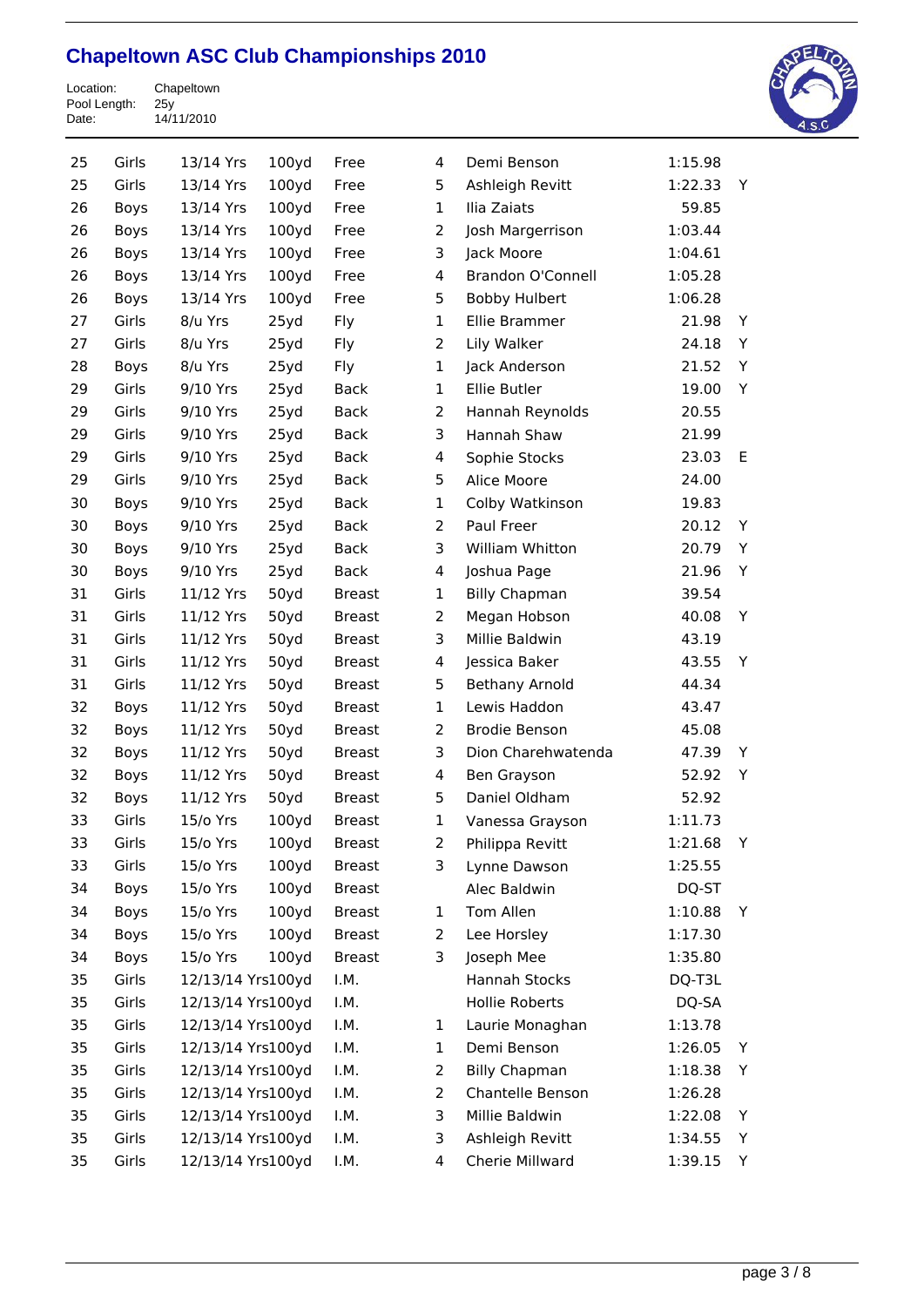# Chapeltown ASC Club Championships 2010

Location: Chapeltown
Pool Length: 25y
Date: 14/11/2010

| | | | | | | | | |
|---|---|---|---|---|---|---|---|---|
| 25 | Girls | 13/14 Yrs | 100yd | Free | 4 | Demi Benson | 1:15.98 | |
| 25 | Girls | 13/14 Yrs | 100yd | Free | 5 | Ashleigh Revitt | 1:22.33 | Y |
| 26 | Boys | 13/14 Yrs | 100yd | Free | 1 | Ilia Zaiats | 59.85 | |
| 26 | Boys | 13/14 Yrs | 100yd | Free | 2 | Josh Margerrison | 1:03.44 | |
| 26 | Boys | 13/14 Yrs | 100yd | Free | 3 | Jack Moore | 1:04.61 | |
| 26 | Boys | 13/14 Yrs | 100yd | Free | 4 | Brandon O'Connell | 1:05.28 | |
| 26 | Boys | 13/14 Yrs | 100yd | Free | 5 | Bobby Hulbert | 1:06.28 | |
| 27 | Girls | 8/u Yrs | 25yd | Fly | 1 | Ellie Brammer | 21.98 | Y |
| 27 | Girls | 8/u Yrs | 25yd | Fly | 2 | Lily Walker | 24.18 | Y |
| 28 | Boys | 8/u Yrs | 25yd | Fly | 1 | Jack Anderson | 21.52 | Y |
| 29 | Girls | 9/10 Yrs | 25yd | Back | 1 | Ellie Butler | 19.00 | Y |
| 29 | Girls | 9/10 Yrs | 25yd | Back | 2 | Hannah Reynolds | 20.55 | |
| 29 | Girls | 9/10 Yrs | 25yd | Back | 3 | Hannah Shaw | 21.99 | |
| 29 | Girls | 9/10 Yrs | 25yd | Back | 4 | Sophie Stocks | 23.03 | E |
| 29 | Girls | 9/10 Yrs | 25yd | Back | 5 | Alice Moore | 24.00 | |
| 30 | Boys | 9/10 Yrs | 25yd | Back | 1 | Colby Watkinson | 19.83 | |
| 30 | Boys | 9/10 Yrs | 25yd | Back | 2 | Paul Freer | 20.12 | Y |
| 30 | Boys | 9/10 Yrs | 25yd | Back | 3 | William Whitton | 20.79 | Y |
| 30 | Boys | 9/10 Yrs | 25yd | Back | 4 | Joshua Page | 21.96 | Y |
| 31 | Girls | 11/12 Yrs | 50yd | Breast | 1 | Billy Chapman | 39.54 | |
| 31 | Girls | 11/12 Yrs | 50yd | Breast | 2 | Megan Hobson | 40.08 | Y |
| 31 | Girls | 11/12 Yrs | 50yd | Breast | 3 | Millie Baldwin | 43.19 | |
| 31 | Girls | 11/12 Yrs | 50yd | Breast | 4 | Jessica Baker | 43.55 | Y |
| 31 | Girls | 11/12 Yrs | 50yd | Breast | 5 | Bethany Arnold | 44.34 | |
| 32 | Boys | 11/12 Yrs | 50yd | Breast | 1 | Lewis Haddon | 43.47 | |
| 32 | Boys | 11/12 Yrs | 50yd | Breast | 2 | Brodie Benson | 45.08 | |
| 32 | Boys | 11/12 Yrs | 50yd | Breast | 3 | Dion Charehwatenda | 47.39 | Y |
| 32 | Boys | 11/12 Yrs | 50yd | Breast | 4 | Ben Grayson | 52.92 | Y |
| 32 | Boys | 11/12 Yrs | 50yd | Breast | 5 | Daniel Oldham | 52.92 | |
| 33 | Girls | 15/o Yrs | 100yd | Breast | 1 | Vanessa Grayson | 1:11.73 | |
| 33 | Girls | 15/o Yrs | 100yd | Breast | 2 | Philippa Revitt | 1:21.68 | Y |
| 33 | Girls | 15/o Yrs | 100yd | Breast | 3 | Lynne Dawson | 1:25.55 | |
| 34 | Boys | 15/o Yrs | 100yd | Breast | | Alec Baldwin | DQ-ST | |
| 34 | Boys | 15/o Yrs | 100yd | Breast | 1 | Tom Allen | 1:10.88 | Y |
| 34 | Boys | 15/o Yrs | 100yd | Breast | 2 | Lee Horsley | 1:17.30 | |
| 34 | Boys | 15/o Yrs | 100yd | Breast | 3 | Joseph Mee | 1:35.80 | |
| 35 | Girls | 12/13/14 Yrs | 100yd | I.M. | | Hannah Stocks | DQ-T3L | |
| 35 | Girls | 12/13/14 Yrs | 100yd | I.M. | | Hollie Roberts | DQ-SA | |
| 35 | Girls | 12/13/14 Yrs | 100yd | I.M. | 1 | Laurie Monaghan | 1:13.78 | |
| 35 | Girls | 12/13/14 Yrs | 100yd | I.M. | 1 | Demi Benson | 1:26.05 | Y |
| 35 | Girls | 12/13/14 Yrs | 100yd | I.M. | 2 | Billy Chapman | 1:18.38 | Y |
| 35 | Girls | 12/13/14 Yrs | 100yd | I.M. | 2 | Chantelle Benson | 1:26.28 | |
| 35 | Girls | 12/13/14 Yrs | 100yd | I.M. | 3 | Millie Baldwin | 1:22.08 | Y |
| 35 | Girls | 12/13/14 Yrs | 100yd | I.M. | 3 | Ashleigh Revitt | 1:34.55 | Y |
| 35 | Girls | 12/13/14 Yrs | 100yd | I.M. | 4 | Cherie Millward | 1:39.15 | Y |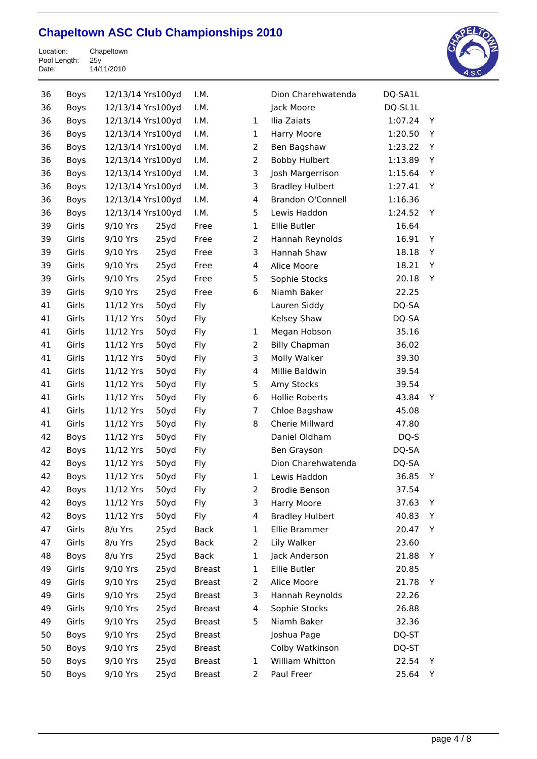# Chapeltown ASC Club Championships 2010

Location: Chapeltown
Pool Length: 25y
Date: 14/11/2010

| | | | | | | | | |
|---|---|---|---|---|---|---|---|---|
| 36 | Boys | 12/13/14 Yrs | 100yd | I.M. | | Dion Charehwatenda | DQ-SA1L | |
| 36 | Boys | 12/13/14 Yrs | 100yd | I.M. | | Jack Moore | DQ-SL1L | |
| 36 | Boys | 12/13/14 Yrs | 100yd | I.M. | 1 | Ilia Zaiats | 1:07.24 | Y |
| 36 | Boys | 12/13/14 Yrs | 100yd | I.M. | 1 | Harry Moore | 1:20.50 | Y |
| 36 | Boys | 12/13/14 Yrs | 100yd | I.M. | 2 | Ben Bagshaw | 1:23.22 | Y |
| 36 | Boys | 12/13/14 Yrs | 100yd | I.M. | 2 | Bobby Hulbert | 1:13.89 | Y |
| 36 | Boys | 12/13/14 Yrs | 100yd | I.M. | 3 | Josh Margerrison | 1:15.64 | Y |
| 36 | Boys | 12/13/14 Yrs | 100yd | I.M. | 3 | Bradley Hulbert | 1:27.41 | Y |
| 36 | Boys | 12/13/14 Yrs | 100yd | I.M. | 4 | Brandon O'Connell | 1:16.36 | |
| 36 | Boys | 12/13/14 Yrs | 100yd | I.M. | 5 | Lewis Haddon | 1:24.52 | Y |
| 39 | Girls | 9/10 Yrs | 25yd | Free | 1 | Ellie Butler | 16.64 | |
| 39 | Girls | 9/10 Yrs | 25yd | Free | 2 | Hannah Reynolds | 16.91 | Y |
| 39 | Girls | 9/10 Yrs | 25yd | Free | 3 | Hannah Shaw | 18.18 | Y |
| 39 | Girls | 9/10 Yrs | 25yd | Free | 4 | Alice Moore | 18.21 | Y |
| 39 | Girls | 9/10 Yrs | 25yd | Free | 5 | Sophie Stocks | 20.18 | Y |
| 39 | Girls | 9/10 Yrs | 25yd | Free | 6 | Niamh Baker | 22.25 | |
| 41 | Girls | 11/12 Yrs | 50yd | Fly | | Lauren Siddy | DQ-SA | |
| 41 | Girls | 11/12 Yrs | 50yd | Fly | | Kelsey Shaw | DQ-SA | |
| 41 | Girls | 11/12 Yrs | 50yd | Fly | 1 | Megan Hobson | 35.16 | |
| 41 | Girls | 11/12 Yrs | 50yd | Fly | 2 | Billy Chapman | 36.02 | |
| 41 | Girls | 11/12 Yrs | 50yd | Fly | 3 | Molly Walker | 39.30 | |
| 41 | Girls | 11/12 Yrs | 50yd | Fly | 4 | Millie Baldwin | 39.54 | |
| 41 | Girls | 11/12 Yrs | 50yd | Fly | 5 | Amy Stocks | 39.54 | |
| 41 | Girls | 11/12 Yrs | 50yd | Fly | 6 | Hollie Roberts | 43.84 | Y |
| 41 | Girls | 11/12 Yrs | 50yd | Fly | 7 | Chloe Bagshaw | 45.08 | |
| 41 | Girls | 11/12 Yrs | 50yd | Fly | 8 | Cherie Millward | 47.80 | |
| 42 | Boys | 11/12 Yrs | 50yd | Fly | | Daniel Oldham | DQ-S | |
| 42 | Boys | 11/12 Yrs | 50yd | Fly | | Ben Grayson | DQ-SA | |
| 42 | Boys | 11/12 Yrs | 50yd | Fly | | Dion Charehwatenda | DQ-SA | |
| 42 | Boys | 11/12 Yrs | 50yd | Fly | 1 | Lewis Haddon | 36.85 | Y |
| 42 | Boys | 11/12 Yrs | 50yd | Fly | 2 | Brodie Benson | 37.54 | |
| 42 | Boys | 11/12 Yrs | 50yd | Fly | 3 | Harry Moore | 37.63 | Y |
| 42 | Boys | 11/12 Yrs | 50yd | Fly | 4 | Bradley Hulbert | 40.83 | Y |
| 47 | Girls | 8/u Yrs | 25yd | Back | 1 | Ellie Brammer | 20.47 | Y |
| 47 | Girls | 8/u Yrs | 25yd | Back | 2 | Lily Walker | 23.60 | |
| 48 | Boys | 8/u Yrs | 25yd | Back | 1 | Jack Anderson | 21.88 | Y |
| 49 | Girls | 9/10 Yrs | 25yd | Breast | 1 | Ellie Butler | 20.85 | |
| 49 | Girls | 9/10 Yrs | 25yd | Breast | 2 | Alice Moore | 21.78 | Y |
| 49 | Girls | 9/10 Yrs | 25yd | Breast | 3 | Hannah Reynolds | 22.26 | |
| 49 | Girls | 9/10 Yrs | 25yd | Breast | 4 | Sophie Stocks | 26.88 | |
| 49 | Girls | 9/10 Yrs | 25yd | Breast | 5 | Niamh Baker | 32.36 | |
| 50 | Boys | 9/10 Yrs | 25yd | Breast | | Joshua Page | DQ-ST | |
| 50 | Boys | 9/10 Yrs | 25yd | Breast | | Colby Watkinson | DQ-ST | |
| 50 | Boys | 9/10 Yrs | 25yd | Breast | 1 | William Whitton | 22.54 | Y |
| 50 | Boys | 9/10 Yrs | 25yd | Breast | 2 | Paul Freer | 25.64 | Y |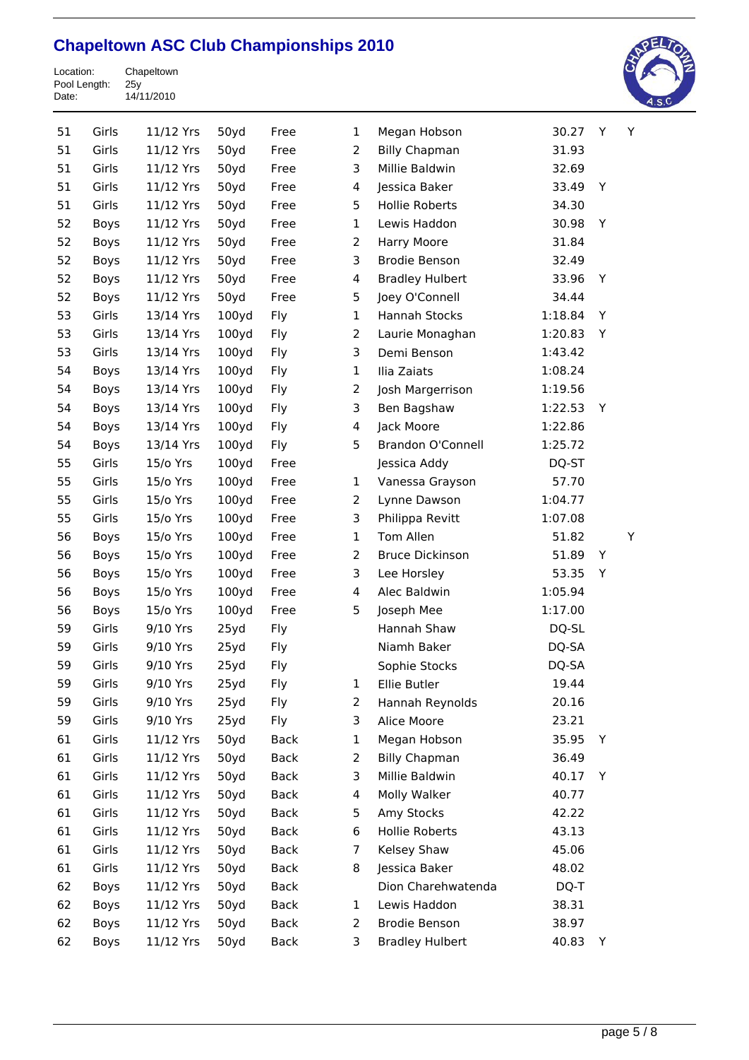# Chapeltown ASC Club Championships 2010

Location: Chapeltown
Pool Length: 25y
Date: 14/11/2010

| | | | | | | | | | |
|---|---|---|---|---|---|---|---|---|---|
| 51 | Girls | 11/12 Yrs | 50yd | Free | 1 | Megan Hobson | 30.27 | Y | Y |
| 51 | Girls | 11/12 Yrs | 50yd | Free | 2 | Billy Chapman | 31.93 | | |
| 51 | Girls | 11/12 Yrs | 50yd | Free | 3 | Millie Baldwin | 32.69 | | |
| 51 | Girls | 11/12 Yrs | 50yd | Free | 4 | Jessica Baker | 33.49 | Y | |
| 51 | Girls | 11/12 Yrs | 50yd | Free | 5 | Hollie Roberts | 34.30 | | |
| 52 | Boys | 11/12 Yrs | 50yd | Free | 1 | Lewis Haddon | 30.98 | Y | |
| 52 | Boys | 11/12 Yrs | 50yd | Free | 2 | Harry Moore | 31.84 | | |
| 52 | Boys | 11/12 Yrs | 50yd | Free | 3 | Brodie Benson | 32.49 | | |
| 52 | Boys | 11/12 Yrs | 50yd | Free | 4 | Bradley Hulbert | 33.96 | Y | |
| 52 | Boys | 11/12 Yrs | 50yd | Free | 5 | Joey O'Connell | 34.44 | | |
| 53 | Girls | 13/14 Yrs | 100yd | Fly | 1 | Hannah Stocks | 1:18.84 | Y | |
| 53 | Girls | 13/14 Yrs | 100yd | Fly | 2 | Laurie Monaghan | 1:20.83 | Y | |
| 53 | Girls | 13/14 Yrs | 100yd | Fly | 3 | Demi Benson | 1:43.42 | | |
| 54 | Boys | 13/14 Yrs | 100yd | Fly | 1 | Ilia Zaiats | 1:08.24 | | |
| 54 | Boys | 13/14 Yrs | 100yd | Fly | 2 | Josh Margerrison | 1:19.56 | | |
| 54 | Boys | 13/14 Yrs | 100yd | Fly | 3 | Ben Bagshaw | 1:22.53 | Y | |
| 54 | Boys | 13/14 Yrs | 100yd | Fly | 4 | Jack Moore | 1:22.86 | | |
| 54 | Boys | 13/14 Yrs | 100yd | Fly | 5 | Brandon O'Connell | 1:25.72 | | |
| 55 | Girls | 15/o Yrs | 100yd | Free | | Jessica Addy | DQ-ST | | |
| 55 | Girls | 15/o Yrs | 100yd | Free | 1 | Vanessa Grayson | 57.70 | | |
| 55 | Girls | 15/o Yrs | 100yd | Free | 2 | Lynne Dawson | 1:04.77 | | |
| 55 | Girls | 15/o Yrs | 100yd | Free | 3 | Philippa Revitt | 1:07.08 | | |
| 56 | Boys | 15/o Yrs | 100yd | Free | 1 | Tom Allen | 51.82 | | Y |
| 56 | Boys | 15/o Yrs | 100yd | Free | 2 | Bruce Dickinson | 51.89 | Y | |
| 56 | Boys | 15/o Yrs | 100yd | Free | 3 | Lee Horsley | 53.35 | Y | |
| 56 | Boys | 15/o Yrs | 100yd | Free | 4 | Alec Baldwin | 1:05.94 | | |
| 56 | Boys | 15/o Yrs | 100yd | Free | 5 | Joseph Mee | 1:17.00 | | |
| 59 | Girls | 9/10 Yrs | 25yd | Fly | | Hannah Shaw | DQ-SL | | |
| 59 | Girls | 9/10 Yrs | 25yd | Fly | | Niamh Baker | DQ-SA | | |
| 59 | Girls | 9/10 Yrs | 25yd | Fly | | Sophie Stocks | DQ-SA | | |
| 59 | Girls | 9/10 Yrs | 25yd | Fly | 1 | Ellie Butler | 19.44 | | |
| 59 | Girls | 9/10 Yrs | 25yd | Fly | 2 | Hannah Reynolds | 20.16 | | |
| 59 | Girls | 9/10 Yrs | 25yd | Fly | 3 | Alice Moore | 23.21 | | |
| 61 | Girls | 11/12 Yrs | 50yd | Back | 1 | Megan Hobson | 35.95 | Y | |
| 61 | Girls | 11/12 Yrs | 50yd | Back | 2 | Billy Chapman | 36.49 | | |
| 61 | Girls | 11/12 Yrs | 50yd | Back | 3 | Millie Baldwin | 40.17 | Y | |
| 61 | Girls | 11/12 Yrs | 50yd | Back | 4 | Molly Walker | 40.77 | | |
| 61 | Girls | 11/12 Yrs | 50yd | Back | 5 | Amy Stocks | 42.22 | | |
| 61 | Girls | 11/12 Yrs | 50yd | Back | 6 | Hollie Roberts | 43.13 | | |
| 61 | Girls | 11/12 Yrs | 50yd | Back | 7 | Kelsey Shaw | 45.06 | | |
| 61 | Girls | 11/12 Yrs | 50yd | Back | 8 | Jessica Baker | 48.02 | | |
| 62 | Boys | 11/12 Yrs | 50yd | Back | | Dion Charehwatenda | DQ-T | | |
| 62 | Boys | 11/12 Yrs | 50yd | Back | 1 | Lewis Haddon | 38.31 | | |
| 62 | Boys | 11/12 Yrs | 50yd | Back | 2 | Brodie Benson | 38.97 | | |
| 62 | Boys | 11/12 Yrs | 50yd | Back | 3 | Bradley Hulbert | 40.83 | Y | |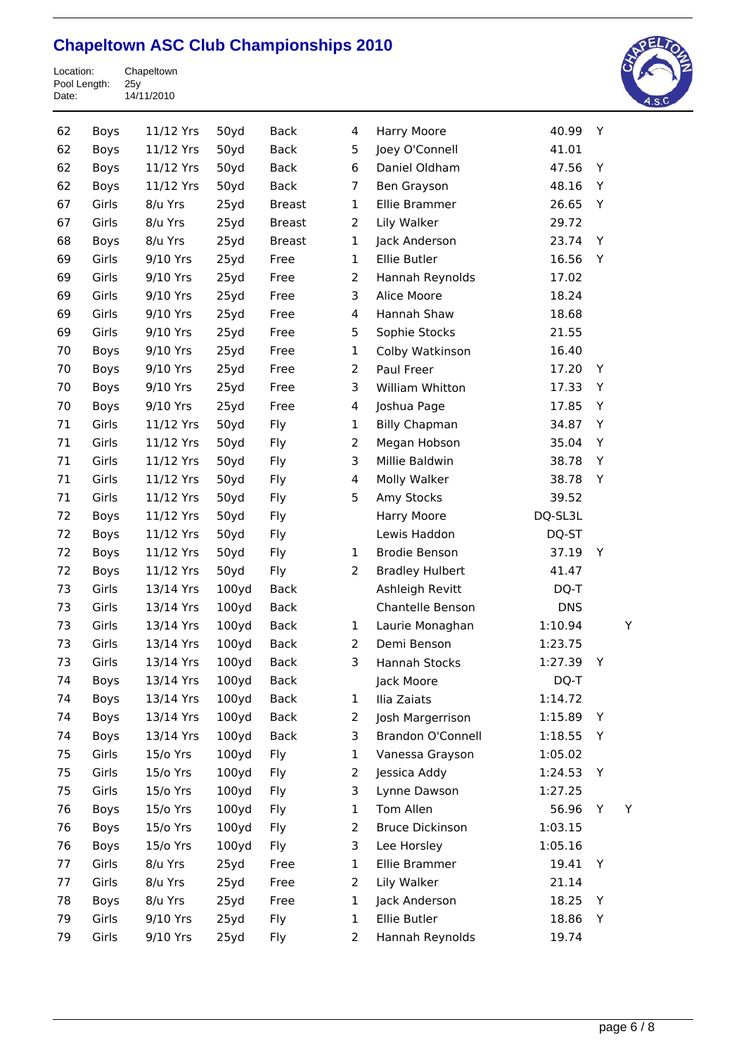# Chapeltown ASC Club Championships 2010

Location: Chapeltown
Pool Length: 25y
Date: 14/11/2010

| | | | | | | | | | |
|---|---|---|---|---|---|---|---|---|---|
| 62 | Boys | 11/12 Yrs | 50yd | Back | 4 | Harry Moore | 40.99 | Y | |
| 62 | Boys | 11/12 Yrs | 50yd | Back | 5 | Joey O'Connell | 41.01 | | |
| 62 | Boys | 11/12 Yrs | 50yd | Back | 6 | Daniel Oldham | 47.56 | Y | |
| 62 | Boys | 11/12 Yrs | 50yd | Back | 7 | Ben Grayson | 48.16 | Y | |
| 67 | Girls | 8/u Yrs | 25yd | Breast | 1 | Ellie Brammer | 26.65 | Y | |
| 67 | Girls | 8/u Yrs | 25yd | Breast | 2 | Lily Walker | 29.72 | | |
| 68 | Boys | 8/u Yrs | 25yd | Breast | 1 | Jack Anderson | 23.74 | Y | |
| 69 | Girls | 9/10 Yrs | 25yd | Free | 1 | Ellie Butler | 16.56 | Y | |
| 69 | Girls | 9/10 Yrs | 25yd | Free | 2 | Hannah Reynolds | 17.02 | | |
| 69 | Girls | 9/10 Yrs | 25yd | Free | 3 | Alice Moore | 18.24 | | |
| 69 | Girls | 9/10 Yrs | 25yd | Free | 4 | Hannah Shaw | 18.68 | | |
| 69 | Girls | 9/10 Yrs | 25yd | Free | 5 | Sophie Stocks | 21.55 | | |
| 70 | Boys | 9/10 Yrs | 25yd | Free | 1 | Colby Watkinson | 16.40 | | |
| 70 | Boys | 9/10 Yrs | 25yd | Free | 2 | Paul Freer | 17.20 | Y | |
| 70 | Boys | 9/10 Yrs | 25yd | Free | 3 | William Whitton | 17.33 | Y | |
| 70 | Boys | 9/10 Yrs | 25yd | Free | 4 | Joshua Page | 17.85 | Y | |
| 71 | Girls | 11/12 Yrs | 50yd | Fly | 1 | Billy Chapman | 34.87 | Y | |
| 71 | Girls | 11/12 Yrs | 50yd | Fly | 2 | Megan Hobson | 35.04 | Y | |
| 71 | Girls | 11/12 Yrs | 50yd | Fly | 3 | Millie Baldwin | 38.78 | Y | |
| 71 | Girls | 11/12 Yrs | 50yd | Fly | 4 | Molly Walker | 38.78 | Y | |
| 71 | Girls | 11/12 Yrs | 50yd | Fly | 5 | Amy Stocks | 39.52 | | |
| 72 | Boys | 11/12 Yrs | 50yd | Fly | | Harry Moore | DQ-SL3L | | |
| 72 | Boys | 11/12 Yrs | 50yd | Fly | | Lewis Haddon | DQ-ST | | |
| 72 | Boys | 11/12 Yrs | 50yd | Fly | 1 | Brodie Benson | 37.19 | Y | |
| 72 | Boys | 11/12 Yrs | 50yd | Fly | 2 | Bradley Hulbert | 41.47 | | |
| 73 | Girls | 13/14 Yrs | 100yd | Back | | Ashleigh Revitt | DQ-T | | |
| 73 | Girls | 13/14 Yrs | 100yd | Back | | Chantelle Benson | DNS | | |
| 73 | Girls | 13/14 Yrs | 100yd | Back | 1 | Laurie Monaghan | 1:10.94 | | Y |
| 73 | Girls | 13/14 Yrs | 100yd | Back | 2 | Demi Benson | 1:23.75 | | |
| 73 | Girls | 13/14 Yrs | 100yd | Back | 3 | Hannah Stocks | 1:27.39 | Y | |
| 74 | Boys | 13/14 Yrs | 100yd | Back | | Jack Moore | DQ-T | | |
| 74 | Boys | 13/14 Yrs | 100yd | Back | 1 | Ilia Zaiats | 1:14.72 | | |
| 74 | Boys | 13/14 Yrs | 100yd | Back | 2 | Josh Margerrison | 1:15.89 | Y | |
| 74 | Boys | 13/14 Yrs | 100yd | Back | 3 | Brandon O'Connell | 1:18.55 | Y | |
| 75 | Girls | 15/o Yrs | 100yd | Fly | 1 | Vanessa Grayson | 1:05.02 | | |
| 75 | Girls | 15/o Yrs | 100yd | Fly | 2 | Jessica Addy | 1:24.53 | Y | |
| 75 | Girls | 15/o Yrs | 100yd | Fly | 3 | Lynne Dawson | 1:27.25 | | |
| 76 | Boys | 15/o Yrs | 100yd | Fly | 1 | Tom Allen | 56.96 | Y | Y |
| 76 | Boys | 15/o Yrs | 100yd | Fly | 2 | Bruce Dickinson | 1:03.15 | | |
| 76 | Boys | 15/o Yrs | 100yd | Fly | 3 | Lee Horsley | 1:05.16 | | |
| 77 | Girls | 8/u Yrs | 25yd | Free | 1 | Ellie Brammer | 19.41 | Y | |
| 77 | Girls | 8/u Yrs | 25yd | Free | 2 | Lily Walker | 21.14 | | |
| 78 | Boys | 8/u Yrs | 25yd | Free | 1 | Jack Anderson | 18.25 | Y | |
| 79 | Girls | 9/10 Yrs | 25yd | Fly | 1 | Ellie Butler | 18.86 | Y | |
| 79 | Girls | 9/10 Yrs | 25yd | Fly | 2 | Hannah Reynolds | 19.74 | | |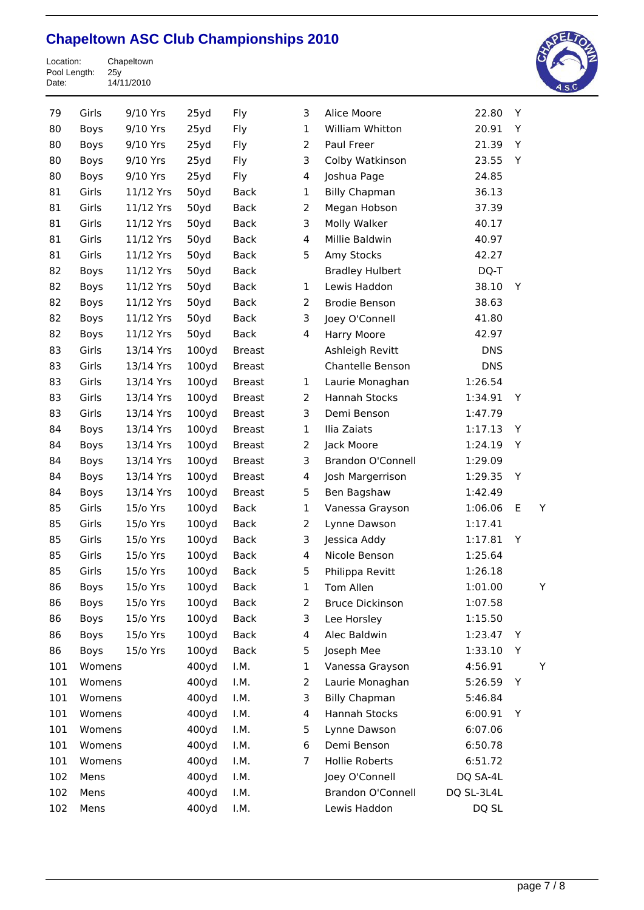# Chapeltown ASC Club Championships 2010

Location: Chapeltown
Pool Length: 25y
Date: 14/11/2010

| Event | Gender | Age | Distance | Stroke | Place | Name | Time | | |
|---|---|---|---|---|---|---|---|---|---|
| 79 | Girls | 9/10 Yrs | 25yd | Fly | 3 | Alice Moore | 22.80 | Y | |
| 80 | Boys | 9/10 Yrs | 25yd | Fly | 1 | William Whitton | 20.91 | Y | |
| 80 | Boys | 9/10 Yrs | 25yd | Fly | 2 | Paul Freer | 21.39 | Y | |
| 80 | Boys | 9/10 Yrs | 25yd | Fly | 3 | Colby Watkinson | 23.55 | Y | |
| 80 | Boys | 9/10 Yrs | 25yd | Fly | 4 | Joshua Page | 24.85 | | |
| 81 | Girls | 11/12 Yrs | 50yd | Back | 1 | Billy Chapman | 36.13 | | |
| 81 | Girls | 11/12 Yrs | 50yd | Back | 2 | Megan Hobson | 37.39 | | |
| 81 | Girls | 11/12 Yrs | 50yd | Back | 3 | Molly Walker | 40.17 | | |
| 81 | Girls | 11/12 Yrs | 50yd | Back | 4 | Millie Baldwin | 40.97 | | |
| 81 | Girls | 11/12 Yrs | 50yd | Back | 5 | Amy Stocks | 42.27 | | |
| 82 | Boys | 11/12 Yrs | 50yd | Back | | Bradley Hulbert | DQ-T | | |
| 82 | Boys | 11/12 Yrs | 50yd | Back | 1 | Lewis Haddon | 38.10 | Y | |
| 82 | Boys | 11/12 Yrs | 50yd | Back | 2 | Brodie Benson | 38.63 | | |
| 82 | Boys | 11/12 Yrs | 50yd | Back | 3 | Joey O'Connell | 41.80 | | |
| 82 | Boys | 11/12 Yrs | 50yd | Back | 4 | Harry Moore | 42.97 | | |
| 83 | Girls | 13/14 Yrs | 100yd | Breast | | Ashleigh Revitt | DNS | | |
| 83 | Girls | 13/14 Yrs | 100yd | Breast | | Chantelle Benson | DNS | | |
| 83 | Girls | 13/14 Yrs | 100yd | Breast | 1 | Laurie Monaghan | 1:26.54 | | |
| 83 | Girls | 13/14 Yrs | 100yd | Breast | 2 | Hannah Stocks | 1:34.91 | Y | |
| 83 | Girls | 13/14 Yrs | 100yd | Breast | 3 | Demi Benson | 1:47.79 | | |
| 84 | Boys | 13/14 Yrs | 100yd | Breast | 1 | Ilia Zaiats | 1:17.13 | Y | |
| 84 | Boys | 13/14 Yrs | 100yd | Breast | 2 | Jack Moore | 1:24.19 | Y | |
| 84 | Boys | 13/14 Yrs | 100yd | Breast | 3 | Brandon O'Connell | 1:29.09 | | |
| 84 | Boys | 13/14 Yrs | 100yd | Breast | 4 | Josh Margerrison | 1:29.35 | Y | |
| 84 | Boys | 13/14 Yrs | 100yd | Breast | 5 | Ben Bagshaw | 1:42.49 | | |
| 85 | Girls | 15/o Yrs | 100yd | Back | 1 | Vanessa Grayson | 1:06.06 | E | Y |
| 85 | Girls | 15/o Yrs | 100yd | Back | 2 | Lynne Dawson | 1:17.41 | | |
| 85 | Girls | 15/o Yrs | 100yd | Back | 3 | Jessica Addy | 1:17.81 | Y | |
| 85 | Girls | 15/o Yrs | 100yd | Back | 4 | Nicole Benson | 1:25.64 | | |
| 85 | Girls | 15/o Yrs | 100yd | Back | 5 | Philippa Revitt | 1:26.18 | | |
| 86 | Boys | 15/o Yrs | 100yd | Back | 1 | Tom Allen | 1:01.00 | | Y |
| 86 | Boys | 15/o Yrs | 100yd | Back | 2 | Bruce Dickinson | 1:07.58 | | |
| 86 | Boys | 15/o Yrs | 100yd | Back | 3 | Lee Horsley | 1:15.50 | | |
| 86 | Boys | 15/o Yrs | 100yd | Back | 4 | Alec Baldwin | 1:23.47 | Y | |
| 86 | Boys | 15/o Yrs | 100yd | Back | 5 | Joseph Mee | 1:33.10 | Y | |
| 101 | Womens | | 400yd | I.M. | 1 | Vanessa Grayson | 4:56.91 | | Y |
| 101 | Womens | | 400yd | I.M. | 2 | Laurie Monaghan | 5:26.59 | Y | |
| 101 | Womens | | 400yd | I.M. | 3 | Billy Chapman | 5:46.84 | | |
| 101 | Womens | | 400yd | I.M. | 4 | Hannah Stocks | 6:00.91 | Y | |
| 101 | Womens | | 400yd | I.M. | 5 | Lynne Dawson | 6:07.06 | | |
| 101 | Womens | | 400yd | I.M. | 6 | Demi Benson | 6:50.78 | | |
| 101 | Womens | | 400yd | I.M. | 7 | Hollie Roberts | 6:51.72 | | |
| 102 | Mens | | 400yd | I.M. | | Joey O'Connell | DQ SA-4L | | |
| 102 | Mens | | 400yd | I.M. | | Brandon O'Connell | DQ SL-3L4L | | |
| 102 | Mens | | 400yd | I.M. | | Lewis Haddon | DQ SL | | |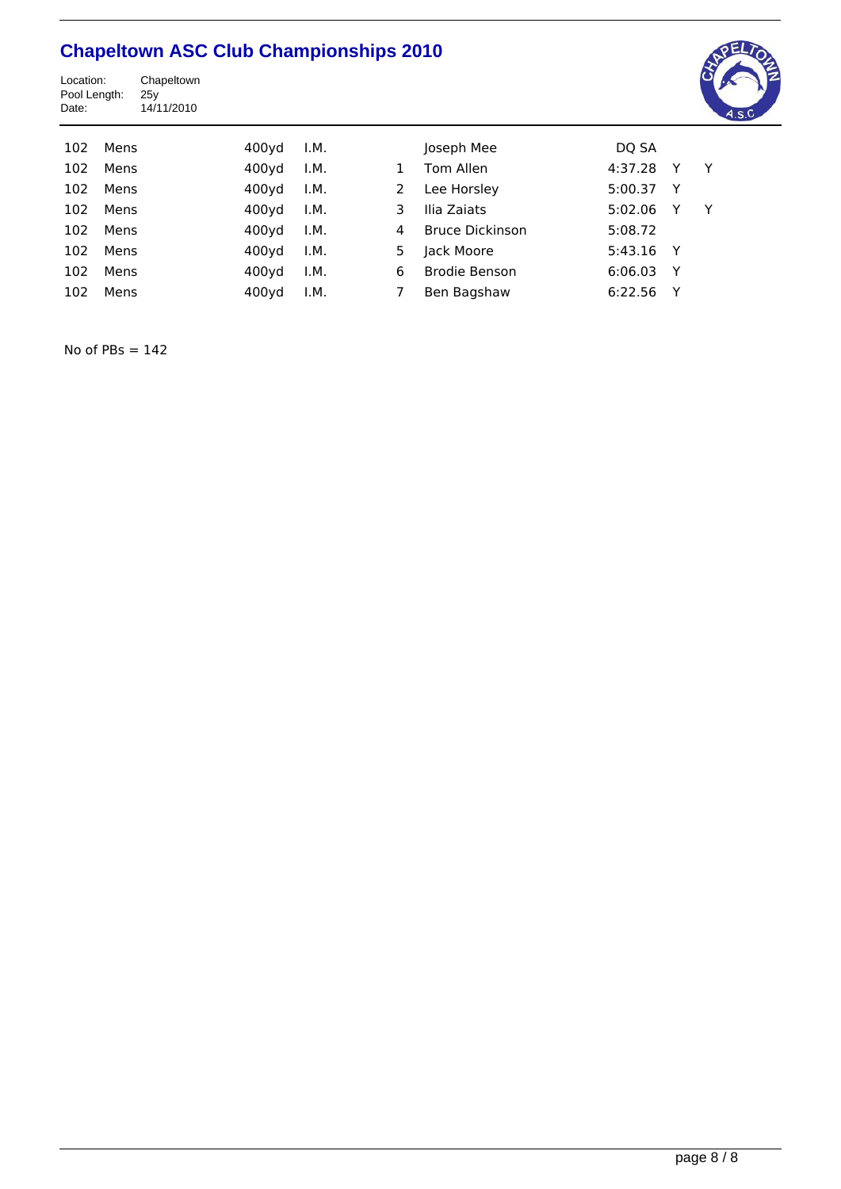# Chapeltown ASC Club Championships 2010

Location: Chapeltown
Pool Length: 25y
Date: 14/11/2010

| | | | | | | | | |
|---|---|---|---|---|---|---|---|---|
| 102 | Mens | 400yd | I.M. | | Joseph Mee | DQ SA | | |
| 102 | Mens | 400yd | I.M. | 1 | Tom Allen | 4:37.28 | Y | Y |
| 102 | Mens | 400yd | I.M. | 2 | Lee Horsley | 5:00.37 | Y | |
| 102 | Mens | 400yd | I.M. | 3 | Ilia Zaiats | 5:02.06 | Y | Y |
| 102 | Mens | 400yd | I.M. | 4 | Bruce Dickinson | 5:08.72 | | |
| 102 | Mens | 400yd | I.M. | 5 | Jack Moore | 5:43.16 | Y | |
| 102 | Mens | 400yd | I.M. | 6 | Brodie Benson | 6:06.03 | Y | |
| 102 | Mens | 400yd | I.M. | 7 | Ben Bagshaw | 6:22.56 | Y | |

No of PBs = 142